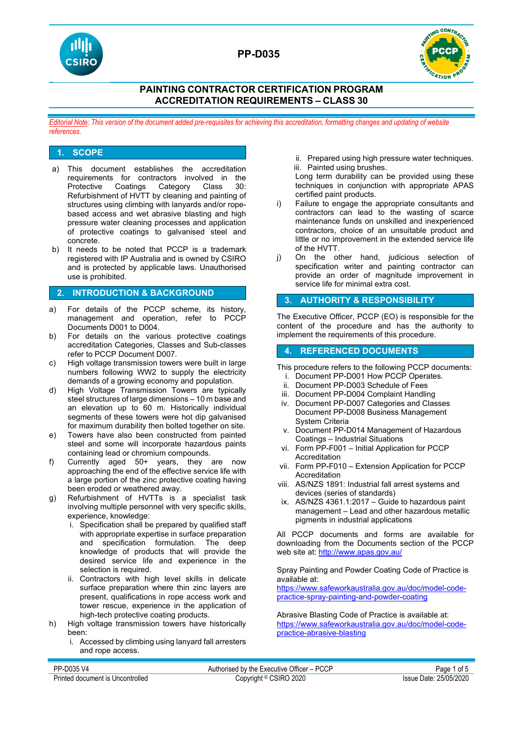# PAINTING CONTRACTOR CERTIFICATION PROGRAM ACCREDITATION REQUIREMENTS – CLASS 30

*Editorial Note: This version of the document added pre-requisites for achieving this accreditation, formatting changes and updating of website references.*

## 1. SCOPE

a) This document establishes the accreditation requirements for contractors involved in the Protective Coatings Category Class 30: Refurbishment of HVTT by cleaning and painting of structures using climbing with lanyards and/or rope-based access and wet abrasive blasting and high pressure water cleaning processes and application of protective coatings to galvanised steel and concrete.

b) It needs to be noted that PCCP is a trademark registered with IP Australia and is owned by CSIRO and is protected by applicable laws. Unauthorised use is prohibited.

## 2. INTRODUCTION & BACKGROUND

a) For details of the PCCP scheme, its history, management and operation, refer to PCCP Documents D001 to D004.

b) For details on the various protective coatings accreditation Categories, Classes and Sub-classes refer to PCCP Document D007.

c) High voltage transmission towers were built in large numbers following WW2 to supply the electricity demands of a growing economy and population.

d) High Voltage Transmission Towers are typically steel structures of large dimensions – 10 m base and an elevation up to 60 m. Historically individual segments of these towers were hot dip galvanised for maximum durability then bolted together on site.

e) Towers have also been constructed from painted steel and some will incorporate hazardous paints containing lead or chromium compounds.

f) Currently aged 50+ years, they are now approaching the end of the effective service life with a large portion of the zinc protective coating having been eroded or weathered away.

g) Refurbishment of HVTTs is a specialist task involving multiple personnel with very specific skills, experience, knowledge:
   i. Specification shall be prepared by qualified staff with appropriate expertise in surface preparation and specification formulation. The deep knowledge of products that will provide the desired service life and experience in the selection is required.
   ii. Contractors with high level skills in delicate surface preparation where thin zinc layers are present, qualifications in rope access work and tower rescue, experience in the application of high-tech protective coating products.

h) High voltage transmission towers have historically been:
   i. Accessed by climbing using lanyard fall arresters and rope access.
   ii. Prepared using high pressure water techniques.
   iii. Painted using brushes.

   Long term durability can be provided using these techniques in conjunction with appropriate APAS certified paint products.

i) Failure to engage the appropriate consultants and contractors can lead to the wasting of scarce maintenance funds on unskilled and inexperienced contractors, choice of an unsuitable product and little or no improvement in the extended service life of the HVTT.

j) On the other hand, judicious selection of specification writer and painting contractor can provide an order of magnitude improvement in service life for minimal extra cost.

## 3. AUTHORITY & RESPONSIBILITY

The Executive Officer, PCCP (EO) is responsible for the content of the procedure and has the authority to implement the requirements of this procedure.

## 4. REFERENCED DOCUMENTS

This procedure refers to the following PCCP documents:

i. Document PP-D001 How PCCP Operates.
ii. Document PP-D003 Schedule of Fees
iii. Document PP-D004 Complaint Handling
iv. Document PP-D007 Categories and Classes
   Document PP-D008 Business Management System Criteria
v. Document PP-D014 Management of Hazardous Coatings – Industrial Situations
vi. Form PP-F001 – Initial Application for PCCP Accreditation
vii. Form PP-F010 – Extension Application for PCCP Accreditation
viii. AS/NZS 1891: Industrial fall arrest systems and devices (series of standards)
ix. AS/NZS 4361.1:2017 – Guide to hazardous paint management – Lead and other hazardous metallic pigments in industrial applications

All PCCP documents and forms are available for downloading from the Documents section of the PCCP web site at: http://www.apas.gov.au/

Spray Painting and Powder Coating Code of Practice is available at:
https://www.safeworkaustralia.gov.au/doc/model-code-practice-spray-painting-and-powder-coating

Abrasive Blasting Code of Practice is available at:
https://www.safeworkaustralia.gov.au/doc/model-code-practice-abrasive-blasting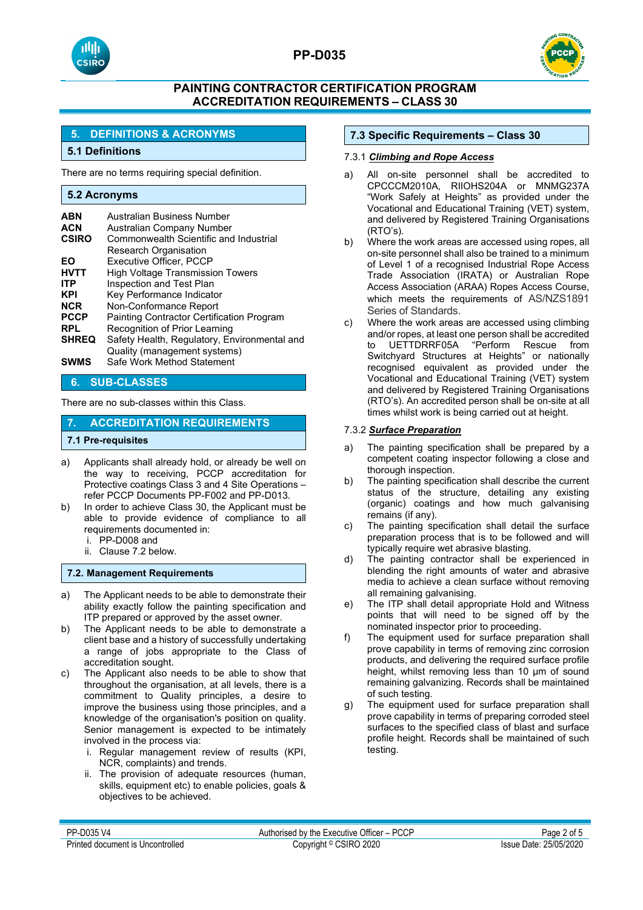## 5. DEFINITIONS & ACRONYMS

### 5.1 Definitions

There are no terms requiring special definition.

### 5.2 Acronyms

| | |
|---|---|
| **ABN** | Australian Business Number |
| **ACN** | Australian Company Number |
| **CSIRO** | Commonwealth Scientific and Industrial Research Organisation |
| **EO** | Executive Officer, PCCP |
| **HVTT** | High Voltage Transmission Towers |
| **ITP** | Inspection and Test Plan |
| **KPI** | Key Performance Indicator |
| **NCR** | Non-Conformance Report |
| **PCCP** | Painting Contractor Certification Program |
| **RPL** | Recognition of Prior Learning |
| **SHREQ** | Safety Health, Regulatory, Environmental and Quality (management systems) |
| **SWMS** | Safe Work Method Statement |

## 6. SUB-CLASSES

There are no sub-classes within this Class.

## 7. ACCREDITATION REQUIREMENTS

### 7.1 Pre-requisites

a) Applicants shall already hold, or already be well on the way to receiving, PCCP accreditation for Protective coatings Class 3 and 4 Site Operations – refer PCCP Documents PP-F002 and PP-D013.

b) In order to achieve Class 30, the Applicant must be able to provide evidence of compliance to all requirements documented in:
   i. PP-D008 and
   ii. Clause 7.2 below.

### 7.2. Management Requirements

a) The Applicant needs to be able to demonstrate their ability exactly follow the painting specification and ITP prepared or approved by the asset owner.

b) The Applicant needs to be able to demonstrate a client base and a history of successfully undertaking a range of jobs appropriate to the Class of accreditation sought.

c) The Applicant also needs to be able to show that throughout the organisation, at all levels, there is a commitment to Quality principles, a desire to improve the business using those principles, and a knowledge of the organisation's position on quality. Senior management is expected to be intimately involved in the process via:
   i. Regular management review of results (KPI, NCR, complaints) and trends.
   ii. The provision of adequate resources (human, skills, equipment etc) to enable policies, goals & objectives to be achieved.

### 7.3 Specific Requirements – Class 30

#### 7.3.1 *Climbing and Rope Access*

a) All on-site personnel shall be accredited to CPCCCM2010A, RIIOHS204A or MNMG237A "Work Safely at Heights" as provided under the Vocational and Educational Training (VET) system, and delivered by Registered Training Organisations (RTO's).

b) Where the work areas are accessed using ropes, all on-site personnel shall also be trained to a minimum of Level 1 of a recognised Industrial Rope Access Trade Association (IRATA) or Australian Rope Access Association (ARAA) Ropes Access Course, which meets the requirements of AS/NZS1891 Series of Standards.

c) Where the work areas are accessed using climbing and/or ropes, at least one person shall be accredited to UETTDRRF05A "Perform Rescue from Switchyard Structures at Heights" or nationally recognised equivalent as provided under the Vocational and Educational Training (VET) system and delivered by Registered Training Organisations (RTO's). An accredited person shall be on-site at all times whilst work is being carried out at height.

#### 7.3.2 *Surface Preparation*

a) The painting specification shall be prepared by a competent coating inspector following a close and thorough inspection.

b) The painting specification shall describe the current status of the structure, detailing any existing (organic) coatings and how much galvanising remains (if any).

c) The painting specification shall detail the surface preparation process that is to be followed and will typically require wet abrasive blasting.

d) The painting contractor shall be experienced in blending the right amounts of water and abrasive media to achieve a clean surface without removing all remaining galvanising.

e) The ITP shall detail appropriate Hold and Witness points that will need to be signed off by the nominated inspector prior to proceeding.

f) The equipment used for surface preparation shall prove capability in terms of removing zinc corrosion products, and delivering the required surface profile height, whilst removing less than 10 µm of sound remaining galvanizing. Records shall be maintained of such testing.

g) The equipment used for surface preparation shall prove capability in terms of preparing corroded steel surfaces to the specified class of blast and surface profile height. Records shall be maintained of such testing.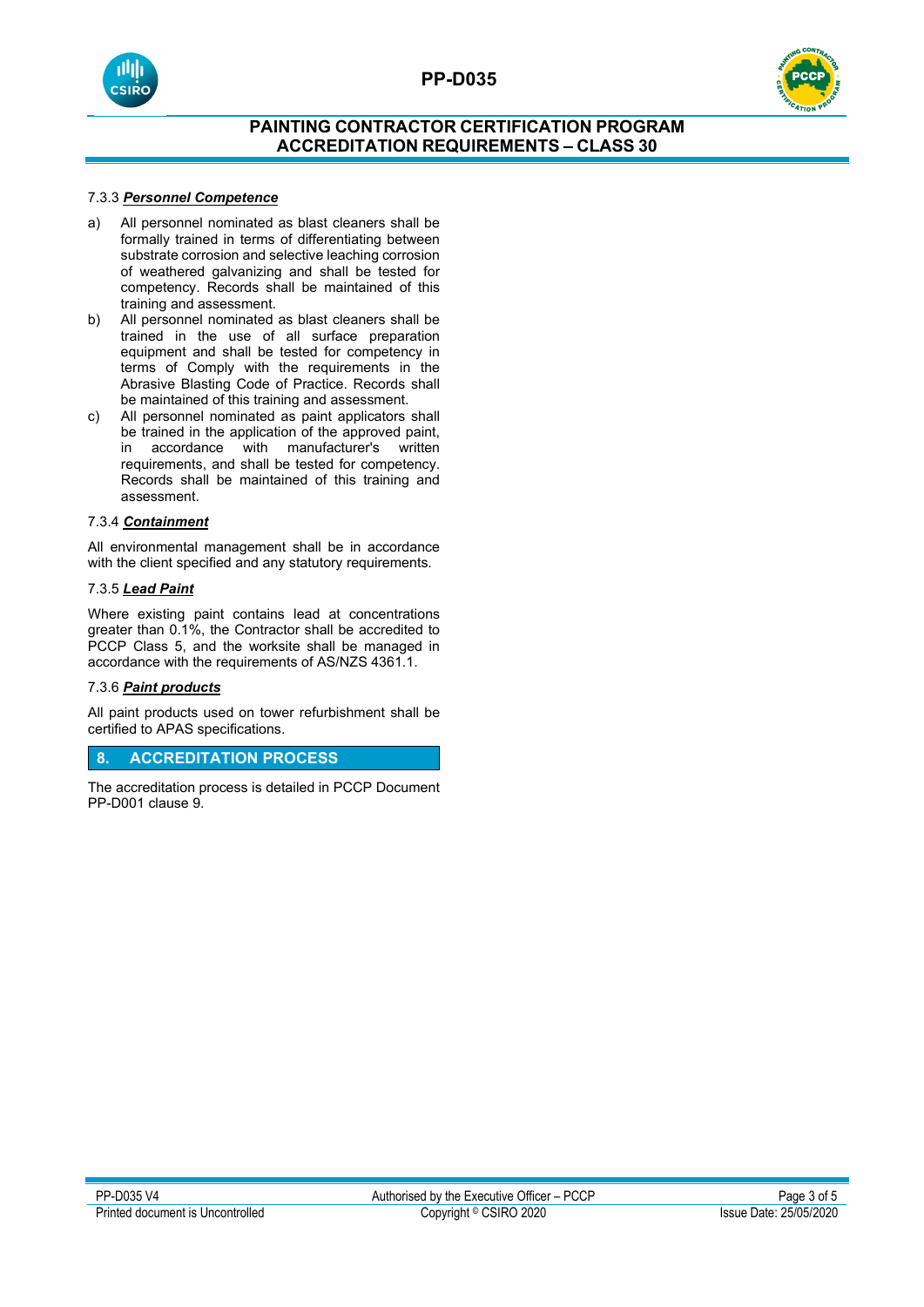#### 7.3.3 ***Personnel Competence***

a) All personnel nominated as blast cleaners shall be formally trained in terms of differentiating between substrate corrosion and selective leaching corrosion of weathered galvanizing and shall be tested for competency. Records shall be maintained of this training and assessment.

b) All personnel nominated as blast cleaners shall be trained in the use of all surface preparation equipment and shall be tested for competency in terms of Comply with the requirements in the Abrasive Blasting Code of Practice. Records shall be maintained of this training and assessment.

c) All personnel nominated as paint applicators shall be trained in the application of the approved paint, in accordance with manufacturer's written requirements, and shall be tested for competency. Records shall be maintained of this training and assessment.

#### 7.3.4 ***Containment***

All environmental management shall be in accordance with the client specified and any statutory requirements.

#### 7.3.5 ***Lead Paint***

Where existing paint contains lead at concentrations greater than 0.1%, the Contractor shall be accredited to PCCP Class 5, and the worksite shall be managed in accordance with the requirements of AS/NZS 4361.1.

#### 7.3.6 ***Paint products***

All paint products used on tower refurbishment shall be certified to APAS specifications.

## 8. ACCREDITATION PROCESS

The accreditation process is detailed in PCCP Document PP-D001 clause 9.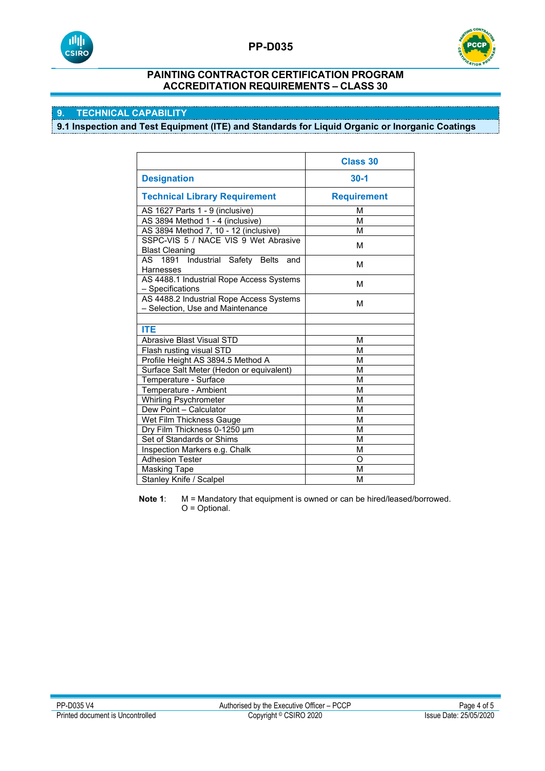## 9. TECHNICAL CAPABILITY

### 9.1 Inspection and Test Equipment (ITE) and Standards for Liquid Organic or Inorganic Coatings

| | Class 30 |
|---|---|
| **Designation** | **30-1** |
| **Technical Library Requirement** | **Requirement** |
| AS 1627 Parts 1 - 9 (inclusive) | M |
| AS 3894 Method 1 - 4 (inclusive) | M |
| AS 3894 Method 7, 10 - 12 (inclusive) | M |
| SSPC-VIS 5 / NACE VIS 9 Wet Abrasive Blast Cleaning | M |
| AS 1891 Industrial Safety Belts and Harnesses | M |
| AS 4488.1 Industrial Rope Access Systems – Specifications | M |
| AS 4488.2 Industrial Rope Access Systems – Selection, Use and Maintenance | M |
| | |
| **ITE** | |
| Abrasive Blast Visual STD | M |
| Flash rusting visual STD | M |
| Profile Height AS 3894.5 Method A | M |
| Surface Salt Meter (Hedon or equivalent) | M |
| Temperature - Surface | M |
| Temperature - Ambient | M |
| Whirling Psychrometer | M |
| Dew Point – Calculator | M |
| Wet Film Thickness Gauge | M |
| Dry Film Thickness 0-1250 µm | M |
| Set of Standards or Shims | M |
| Inspection Markers e.g. Chalk | M |
| Adhesion Tester | O |
| Masking Tape | M |
| Stanley Knife / Scalpel | M |

**Note 1**: M = Mandatory that equipment is owned or can be hired/leased/borrowed.
O = Optional.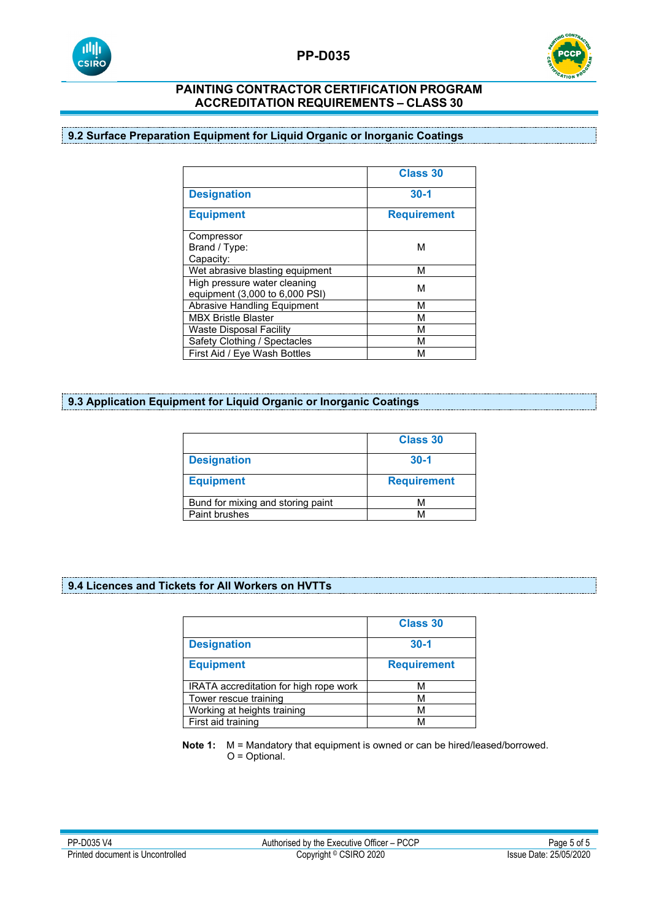### 9.2 Surface Preparation Equipment for Liquid Organic or Inorganic Coatings

| | Class 30 |
|---|---|
| **Designation** | **30-1** |
| **Equipment** | **Requirement** |
| Compressor<br>Brand / Type:<br>Capacity: | M |
| Wet abrasive blasting equipment | M |
| High pressure water cleaning equipment (3,000 to 6,000 PSI) | M |
| Abrasive Handling Equipment | M |
| MBX Bristle Blaster | M |
| Waste Disposal Facility | M |
| Safety Clothing / Spectacles | M |
| First Aid / Eye Wash Bottles | M |

### 9.3 Application Equipment for Liquid Organic or Inorganic Coatings

| | Class 30 |
|---|---|
| **Designation** | **30-1** |
| **Equipment** | **Requirement** |
| Bund for mixing and storing paint | M |
| Paint brushes | M |

### 9.4 Licences and Tickets for All Workers on HVTTs

| | Class 30 |
|---|---|
| **Designation** | **30-1** |
| **Equipment** | **Requirement** |
| IRATA accreditation for high rope work | M |
| Tower rescue training | M |
| Working at heights training | M |
| First aid training | M |

**Note 1:** M = Mandatory that equipment is owned or can be hired/leased/borrowed.
O = Optional.